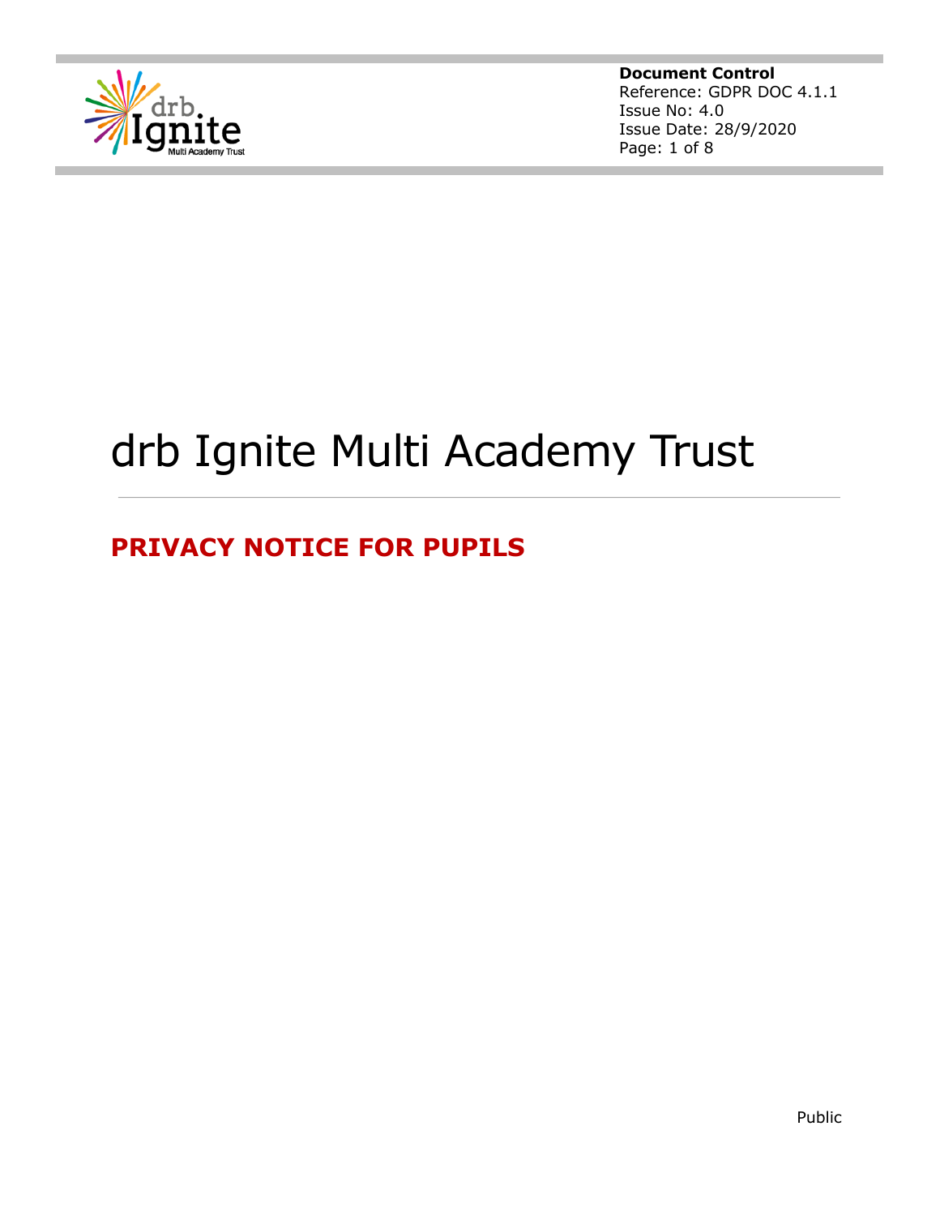**Document Control**
Reference: GDPR DOC 4.1.1
Issue No: 4.0
Issue Date: 28/9/2020

# drb Ignite Multi Academy Trust

## PRIVACY NOTICE FOR PUPILS

Public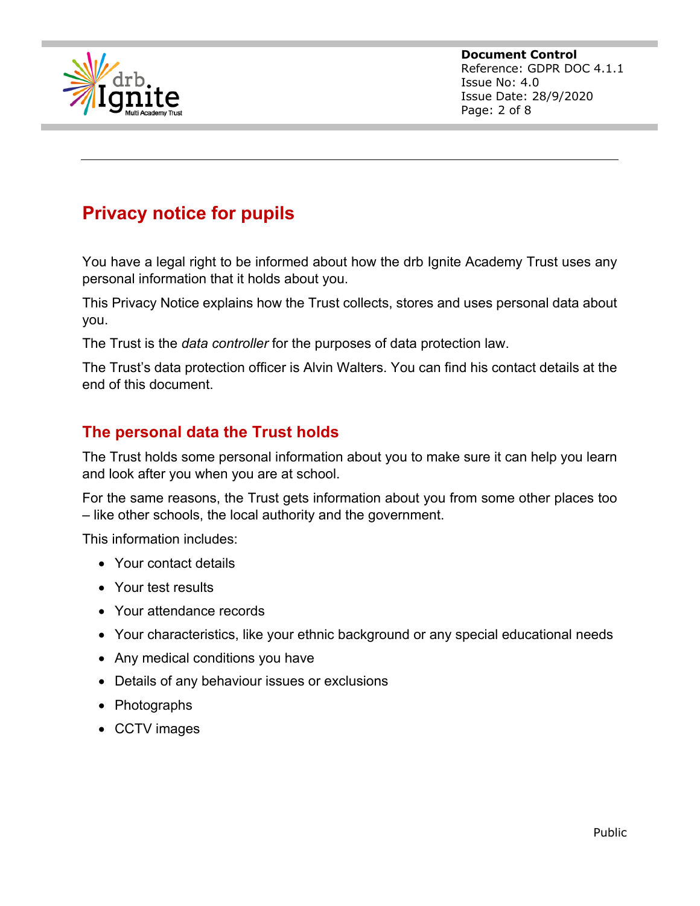# Privacy notice for pupils

You have a legal right to be informed about how the drb Ignite Academy Trust uses any personal information that it holds about you.

This Privacy Notice explains how the Trust collects, stores and uses personal data about you.

The Trust is the *data controller* for the purposes of data protection law.

The Trust's data protection officer is Alvin Walters. You can find his contact details at the end of this document.

## The personal data the Trust holds

The Trust holds some personal information about you to make sure it can help you learn and look after you when you are at school.

For the same reasons, the Trust gets information about you from some other places too – like other schools, the local authority and the government.

This information includes:

- Your contact details
- Your test results
- Your attendance records
- Your characteristics, like your ethnic background or any special educational needs
- Any medical conditions you have
- Details of any behaviour issues or exclusions
- Photographs
- CCTV images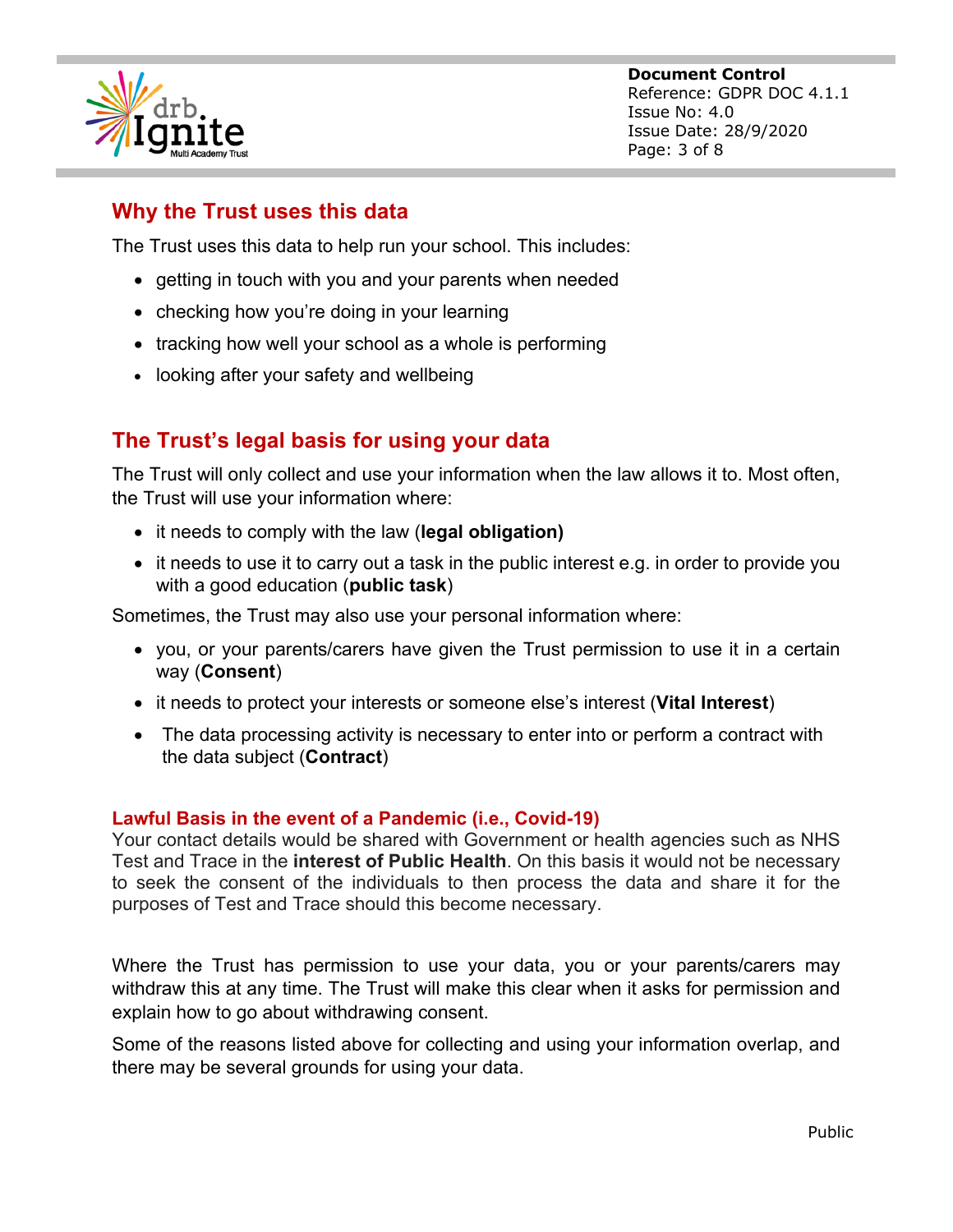## Why the Trust uses this data

The Trust uses this data to help run your school. This includes:

- getting in touch with you and your parents when needed
- checking how you're doing in your learning
- tracking how well your school as a whole is performing
- looking after your safety and wellbeing

## The Trust's legal basis for using your data

The Trust will only collect and use your information when the law allows it to. Most often, the Trust will use your information where:

- it needs to comply with the law (**legal obligation)**
- it needs to use it to carry out a task in the public interest e.g. in order to provide you with a good education (**public task**)

Sometimes, the Trust may also use your personal information where:

- you, or your parents/carers have given the Trust permission to use it in a certain way (**Consent**)
- it needs to protect your interests or someone else's interest (**Vital Interest**)
- The data processing activity is necessary to enter into or perform a contract with the data subject (**Contract**)

### Lawful Basis in the event of a Pandemic (i.e., Covid-19)

Your contact details would be shared with Government or health agencies such as NHS Test and Trace in the **interest of Public Health**. On this basis it would not be necessary to seek the consent of the individuals to then process the data and share it for the purposes of Test and Trace should this become necessary.

Where the Trust has permission to use your data, you or your parents/carers may withdraw this at any time. The Trust will make this clear when it asks for permission and explain how to go about withdrawing consent.

Some of the reasons listed above for collecting and using your information overlap, and there may be several grounds for using your data.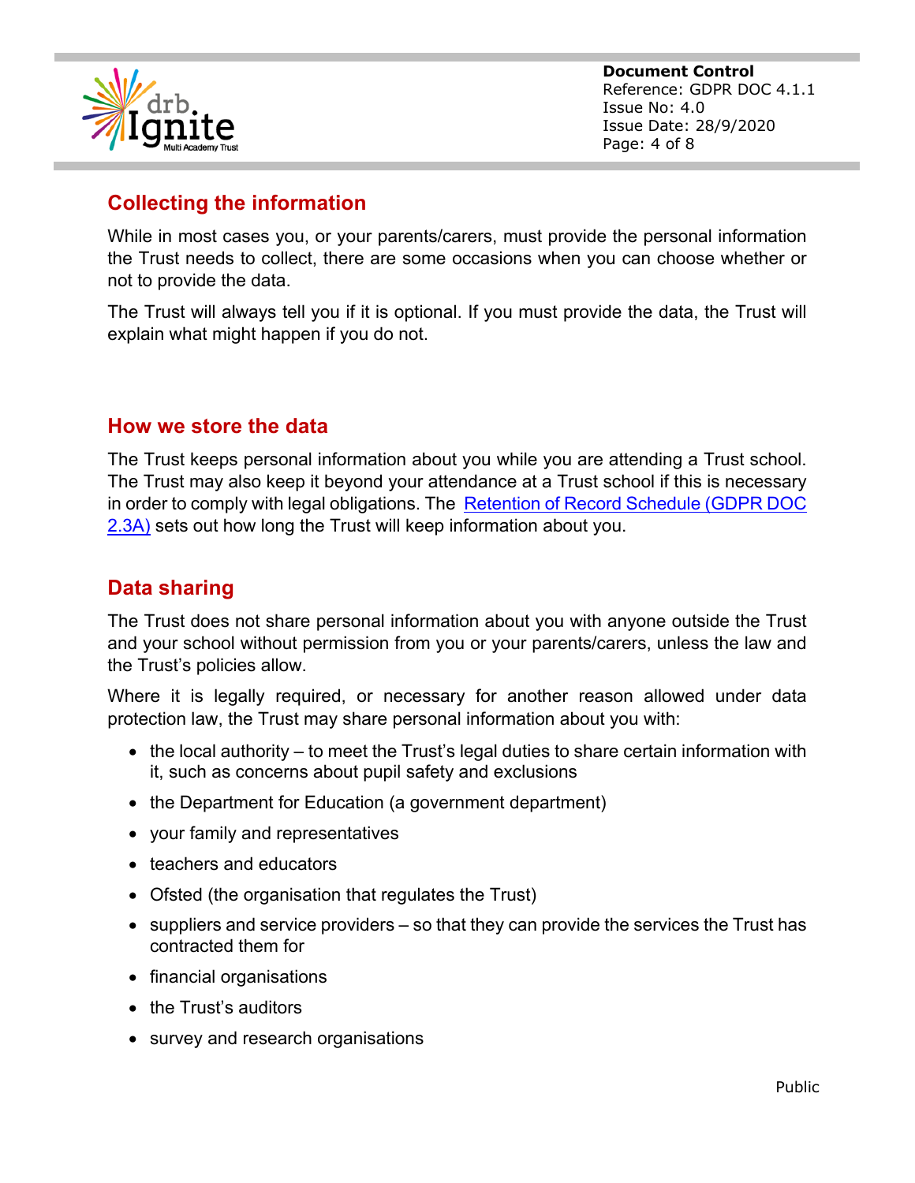## Collecting the information

While in most cases you, or your parents/carers, must provide the personal information the Trust needs to collect, there are some occasions when you can choose whether or not to provide the data.

The Trust will always tell you if it is optional. If you must provide the data, the Trust will explain what might happen if you do not.

## How we store the data

The Trust keeps personal information about you while you are attending a Trust school. The Trust may also keep it beyond your attendance at a Trust school if this is necessary in order to comply with legal obligations. The Retention of Record Schedule (GDPR DOC 2.3A) sets out how long the Trust will keep information about you.

## Data sharing

The Trust does not share personal information about you with anyone outside the Trust and your school without permission from you or your parents/carers, unless the law and the Trust's policies allow.

Where it is legally required, or necessary for another reason allowed under data protection law, the Trust may share personal information about you with:

- the local authority – to meet the Trust's legal duties to share certain information with it, such as concerns about pupil safety and exclusions
- the Department for Education (a government department)
- your family and representatives
- teachers and educators
- Ofsted (the organisation that regulates the Trust)
- suppliers and service providers – so that they can provide the services the Trust has contracted them for
- financial organisations
- the Trust's auditors
- survey and research organisations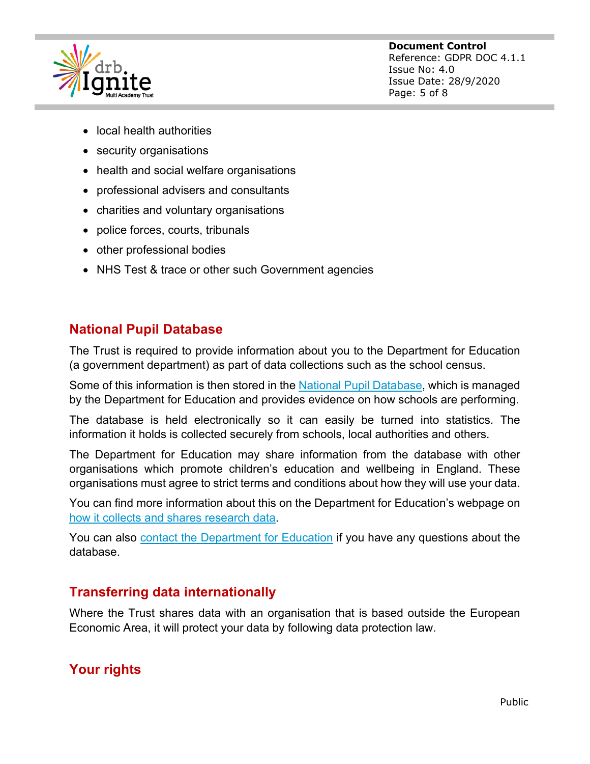- local health authorities
- security organisations
- health and social welfare organisations
- professional advisers and consultants
- charities and voluntary organisations
- police forces, courts, tribunals
- other professional bodies
- NHS Test & trace or other such Government agencies

## National Pupil Database

The Trust is required to provide information about you to the Department for Education (a government department) as part of data collections such as the school census.

Some of this information is then stored in the National Pupil Database, which is managed by the Department for Education and provides evidence on how schools are performing.

The database is held electronically so it can easily be turned into statistics. The information it holds is collected securely from schools, local authorities and others.

The Department for Education may share information from the database with other organisations which promote children's education and wellbeing in England. These organisations must agree to strict terms and conditions about how they will use your data.

You can find more information about this on the Department for Education's webpage on how it collects and shares research data.

You can also contact the Department for Education if you have any questions about the database.

## Transferring data internationally

Where the Trust shares data with an organisation that is based outside the European Economic Area, it will protect your data by following data protection law.

## Your rights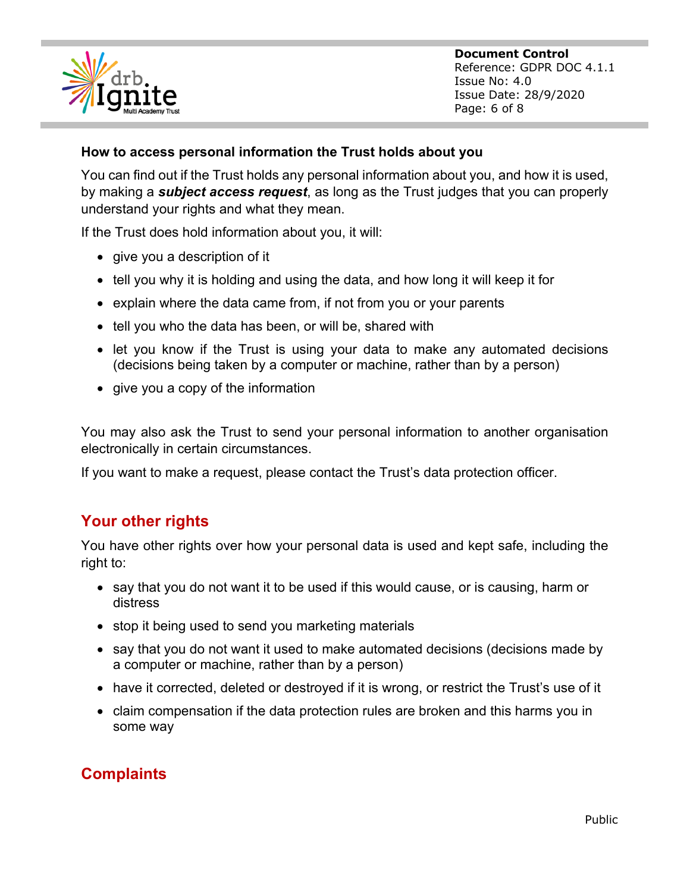**How to access personal information the Trust holds about you**

You can find out if the Trust holds any personal information about you, and how it is used, by making a ***subject access request***, as long as the Trust judges that you can properly understand your rights and what they mean.

If the Trust does hold information about you, it will:

- give you a description of it
- tell you why it is holding and using the data, and how long it will keep it for
- explain where the data came from, if not from you or your parents
- tell you who the data has been, or will be, shared with
- let you know if the Trust is using your data to make any automated decisions (decisions being taken by a computer or machine, rather than by a person)
- give you a copy of the information

You may also ask the Trust to send your personal information to another organisation electronically in certain circumstances.

If you want to make a request, please contact the Trust's data protection officer.

## Your other rights

You have other rights over how your personal data is used and kept safe, including the right to:

- say that you do not want it to be used if this would cause, or is causing, harm or distress
- stop it being used to send you marketing materials
- say that you do not want it used to make automated decisions (decisions made by a computer or machine, rather than by a person)
- have it corrected, deleted or destroyed if it is wrong, or restrict the Trust's use of it
- claim compensation if the data protection rules are broken and this harms you in some way

## Complaints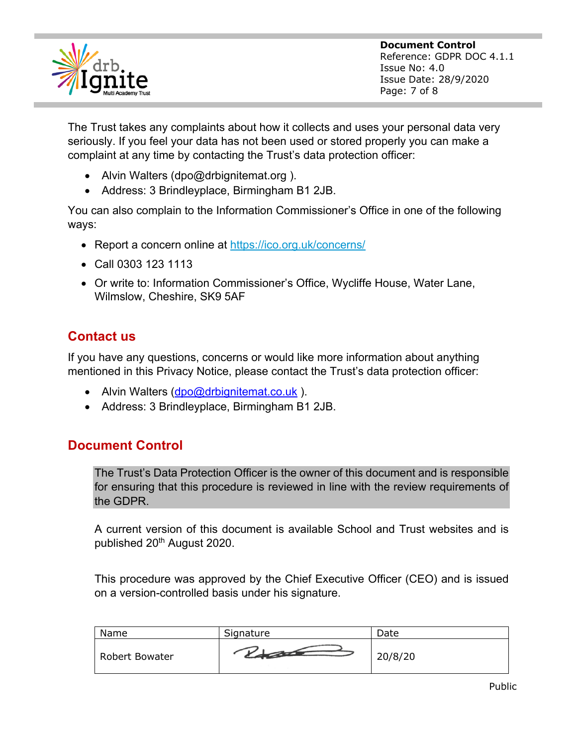The Trust takes any complaints about how it collects and uses your personal data very seriously. If you feel your data has not been used or stored properly you can make a complaint at any time by contacting the Trust's data protection officer:

- Alvin Walters (dpo@drbignitemat.org ).
- Address: 3 Brindleyplace, Birmingham B1 2JB.

You can also complain to the Information Commissioner's Office in one of the following ways:

- Report a concern online at https://ico.org.uk/concerns/
- Call 0303 123 1113
- Or write to: Information Commissioner's Office, Wycliffe House, Water Lane, Wilmslow, Cheshire, SK9 5AF

## Contact us

If you have any questions, concerns or would like more information about anything mentioned in this Privacy Notice, please contact the Trust's data protection officer:

- Alvin Walters (dpo@drbignitemat.co.uk ).
- Address: 3 Brindleyplace, Birmingham B1 2JB.

## Document Control

The Trust's Data Protection Officer is the owner of this document and is responsible for ensuring that this procedure is reviewed in line with the review requirements of the GDPR.

A current version of this document is available School and Trust websites and is published 20th August 2020.

This procedure was approved by the Chief Executive Officer (CEO) and is issued on a version-controlled basis under his signature.

| Name | Signature | Date |
|---|---|---|
| Robert Bowater | | 20/8/20 |

Public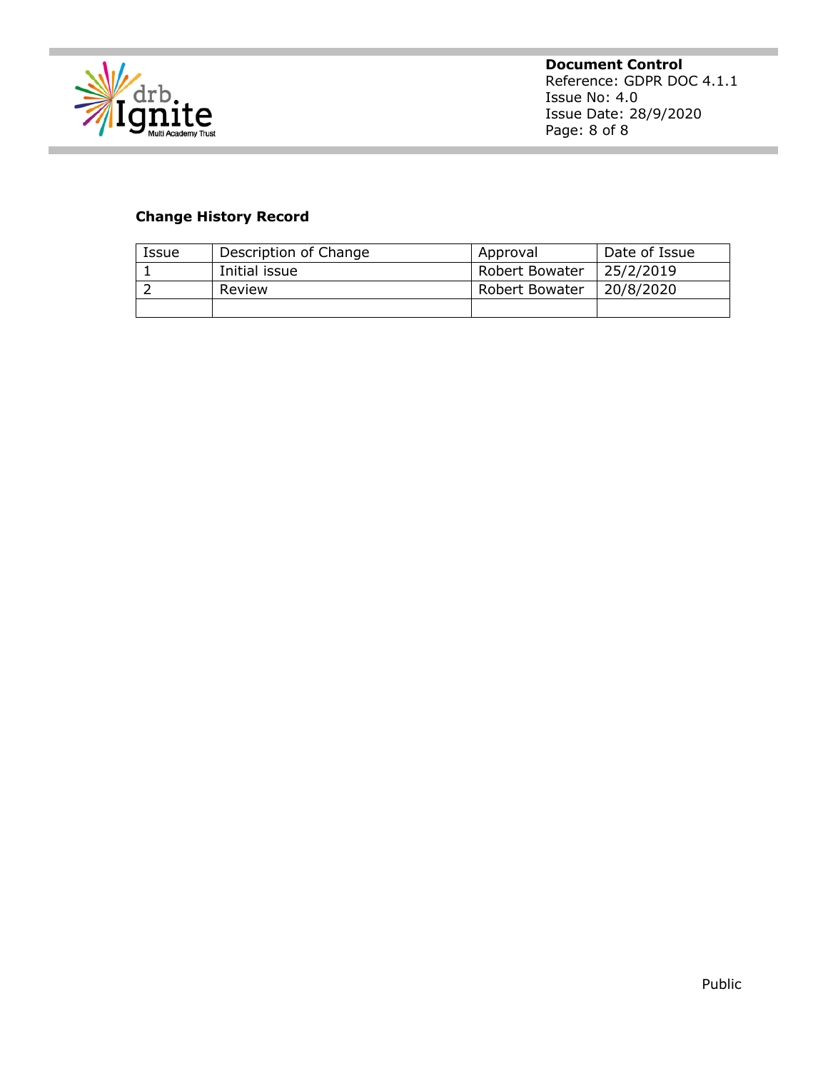**Change History Record**

| Issue | Description of Change | Approval | Date of Issue |
| --- | --- | --- | --- |
| 1 | Initial issue | Robert Bowater | 25/2/2019 |
| 2 | Review | Robert Bowater | 20/8/2020 |
| | | | |